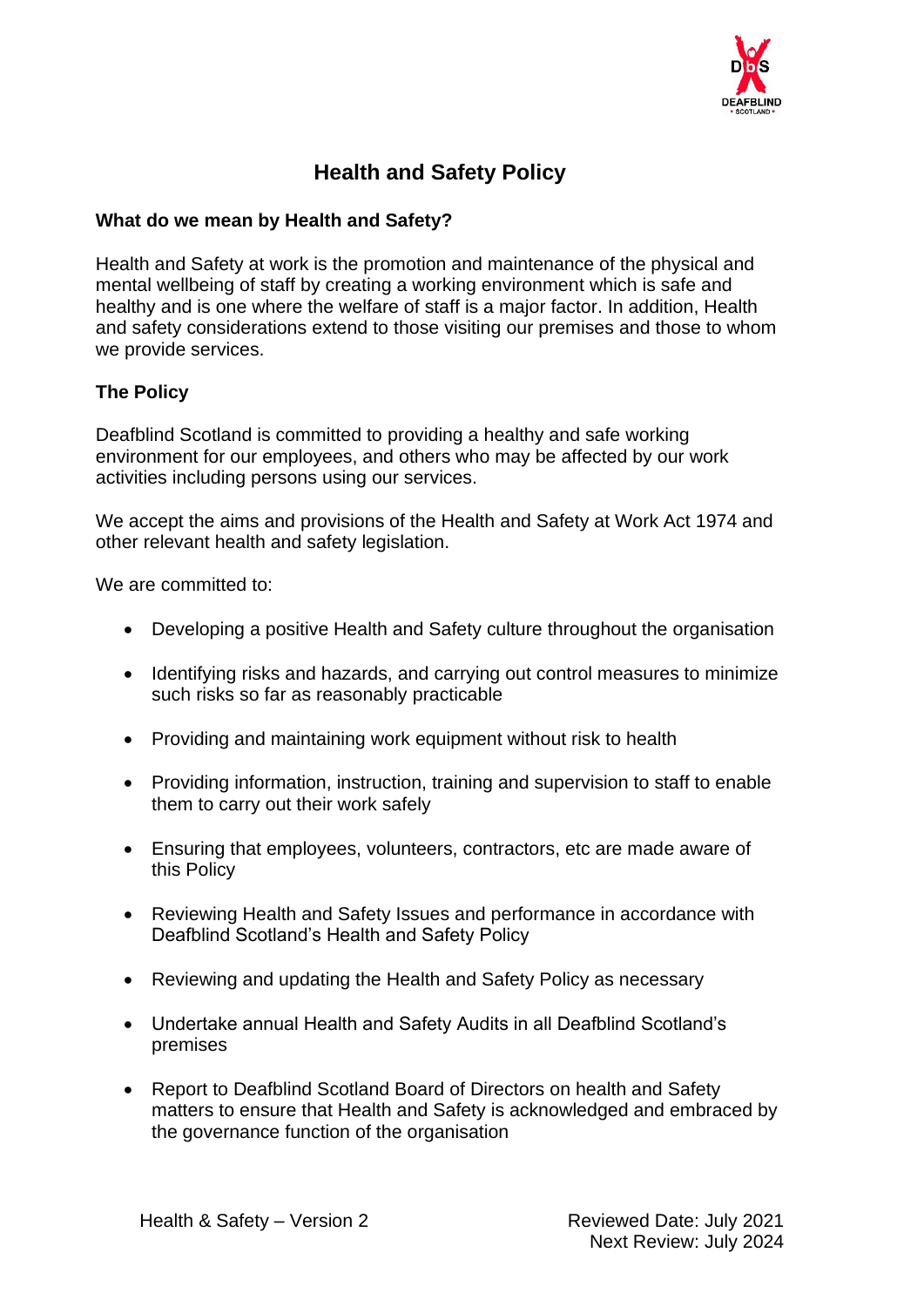# Health and Safety Policy

## What do we mean by Health and Safety?

Health and Safety at work is the promotion and maintenance of the physical and mental wellbeing of staff by creating a working environment which is safe and healthy and is one where the welfare of staff is a major factor. In addition, Health and safety considerations extend to those visiting our premises and those to whom we provide services.

## The Policy

Deafblind Scotland is committed to providing a healthy and safe working environment for our employees, and others who may be affected by our work activities including persons using our services.

We accept the aims and provisions of the Health and Safety at Work Act 1974 and other relevant health and safety legislation.

We are committed to:

- Developing a positive Health and Safety culture throughout the organisation
- Identifying risks and hazards, and carrying out control measures to minimize such risks so far as reasonably practicable
- Providing and maintaining work equipment without risk to health
- Providing information, instruction, training and supervision to staff to enable them to carry out their work safely
- Ensuring that employees, volunteers, contractors, etc are made aware of this Policy
- Reviewing Health and Safety Issues and performance in accordance with Deafblind Scotland's Health and Safety Policy
- Reviewing and updating the Health and Safety Policy as necessary
- Undertake annual Health and Safety Audits in all Deafblind Scotland's premises
- Report to Deafblind Scotland Board of Directors on health and Safety matters to ensure that Health and Safety is acknowledged and embraced by the governance function of the organisation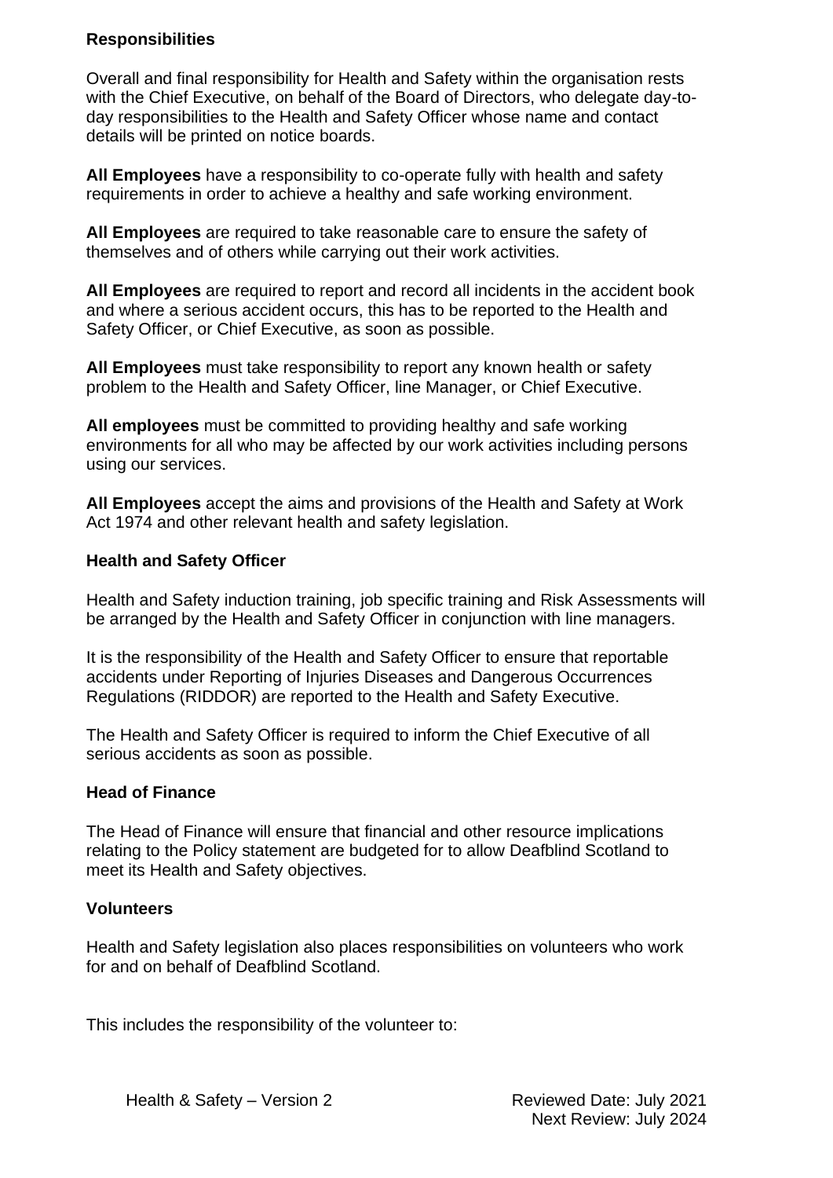## Responsibilities

Overall and final responsibility for Health and Safety within the organisation rests with the Chief Executive, on behalf of the Board of Directors, who delegate day-to-day responsibilities to the Health and Safety Officer whose name and contact details will be printed on notice boards.

**All Employees** have a responsibility to co-operate fully with health and safety requirements in order to achieve a healthy and safe working environment.

**All Employees** are required to take reasonable care to ensure the safety of themselves and of others while carrying out their work activities.

**All Employees** are required to report and record all incidents in the accident book and where a serious accident occurs, this has to be reported to the Health and Safety Officer, or Chief Executive, as soon as possible.

**All Employees** must take responsibility to report any known health or safety problem to the Health and Safety Officer, line Manager, or Chief Executive.

**All employees** must be committed to providing healthy and safe working environments for all who may be affected by our work activities including persons using our services.

**All Employees** accept the aims and provisions of the Health and Safety at Work Act 1974 and other relevant health and safety legislation.

### Health and Safety Officer

Health and Safety induction training, job specific training and Risk Assessments will be arranged by the Health and Safety Officer in conjunction with line managers.

It is the responsibility of the Health and Safety Officer to ensure that reportable accidents under Reporting of Injuries Diseases and Dangerous Occurrences Regulations (RIDDOR) are reported to the Health and Safety Executive.

The Health and Safety Officer is required to inform the Chief Executive of all serious accidents as soon as possible.

### Head of Finance

The Head of Finance will ensure that financial and other resource implications relating to the Policy statement are budgeted for to allow Deafblind Scotland to meet its Health and Safety objectives.

### Volunteers

Health and Safety legislation also places responsibilities on volunteers who work for and on behalf of Deafblind Scotland.

This includes the responsibility of the volunteer to: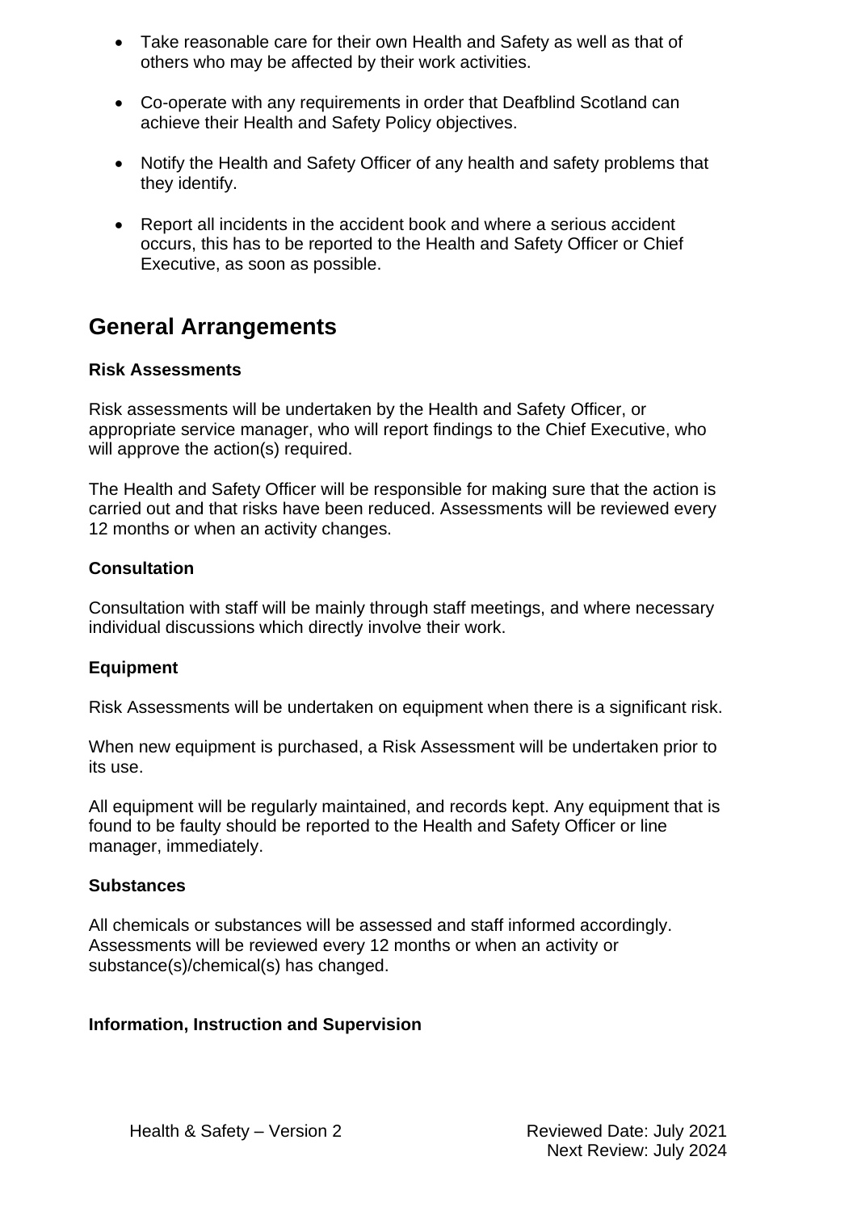- Take reasonable care for their own Health and Safety as well as that of others who may be affected by their work activities.

- Co-operate with any requirements in order that Deafblind Scotland can achieve their Health and Safety Policy objectives.

- Notify the Health and Safety Officer of any health and safety problems that they identify.

- Report all incidents in the accident book and where a serious accident occurs, this has to be reported to the Health and Safety Officer or Chief Executive, as soon as possible.

## General Arrangements

**Risk Assessments**

Risk assessments will be undertaken by the Health and Safety Officer, or appropriate service manager, who will report findings to the Chief Executive, who will approve the action(s) required.

The Health and Safety Officer will be responsible for making sure that the action is carried out and that risks have been reduced. Assessments will be reviewed every 12 months or when an activity changes.

**Consultation**

Consultation with staff will be mainly through staff meetings, and where necessary individual discussions which directly involve their work.

**Equipment**

Risk Assessments will be undertaken on equipment when there is a significant risk.

When new equipment is purchased, a Risk Assessment will be undertaken prior to its use.

All equipment will be regularly maintained, and records kept. Any equipment that is found to be faulty should be reported to the Health and Safety Officer or line manager, immediately.

**Substances**

All chemicals or substances will be assessed and staff informed accordingly. Assessments will be reviewed every 12 months or when an activity or substance(s)/chemical(s) has changed.

**Information, Instruction and Supervision**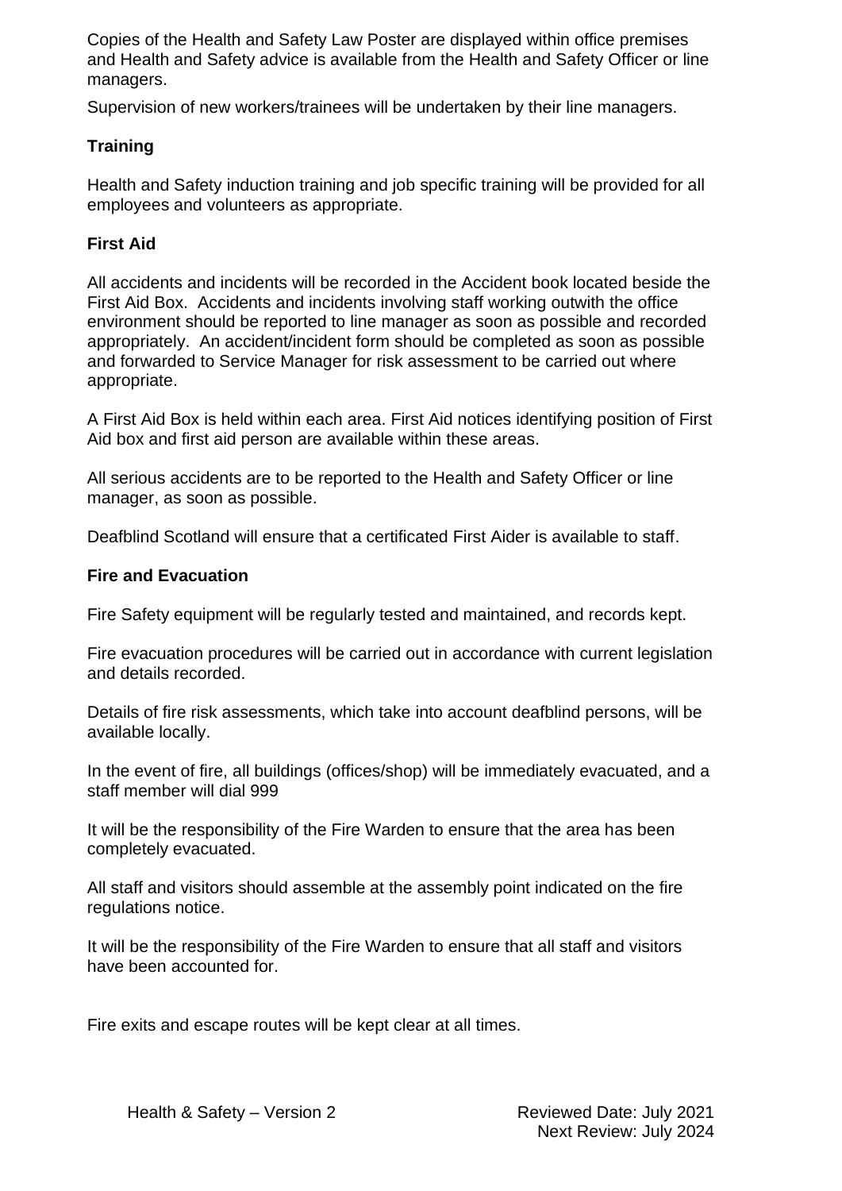Copies of the Health and Safety Law Poster are displayed within office premises and Health and Safety advice is available from the Health and Safety Officer or line managers.

Supervision of new workers/trainees will be undertaken by their line managers.

### Training

Health and Safety induction training and job specific training will be provided for all employees and volunteers as appropriate.

### First Aid

All accidents and incidents will be recorded in the Accident book located beside the First Aid Box. Accidents and incidents involving staff working outwith the office environment should be reported to line manager as soon as possible and recorded appropriately. An accident/incident form should be completed as soon as possible and forwarded to Service Manager for risk assessment to be carried out where appropriate.

A First Aid Box is held within each area. First Aid notices identifying position of First Aid box and first aid person are available within these areas.

All serious accidents are to be reported to the Health and Safety Officer or line manager, as soon as possible.

Deafblind Scotland will ensure that a certificated First Aider is available to staff.

### Fire and Evacuation

Fire Safety equipment will be regularly tested and maintained, and records kept.

Fire evacuation procedures will be carried out in accordance with current legislation and details recorded.

Details of fire risk assessments, which take into account deafblind persons, will be available locally.

In the event of fire, all buildings (offices/shop) will be immediately evacuated, and a staff member will dial 999

It will be the responsibility of the Fire Warden to ensure that the area has been completely evacuated.

All staff and visitors should assemble at the assembly point indicated on the fire regulations notice.

It will be the responsibility of the Fire Warden to ensure that all staff and visitors have been accounted for.

Fire exits and escape routes will be kept clear at all times.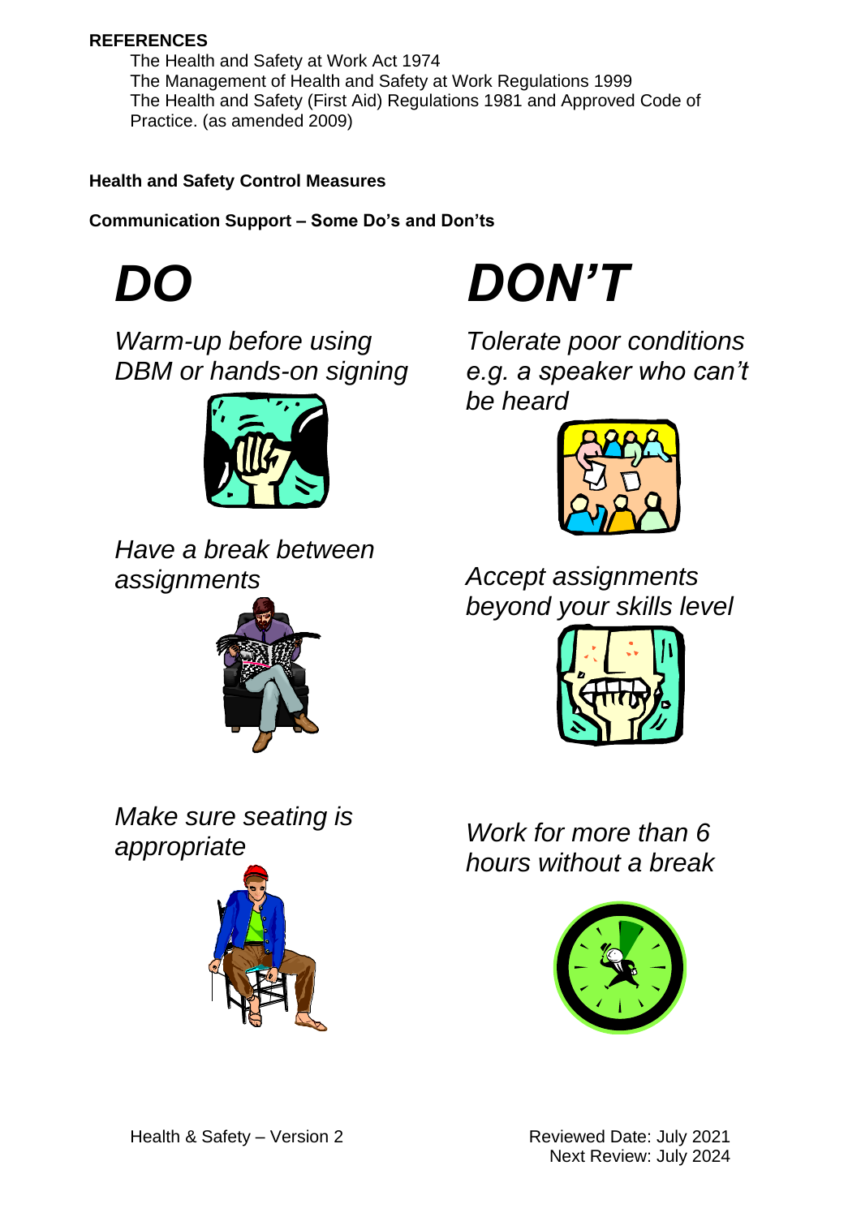**REFERENCES**

The Health and Safety at Work Act 1974
The Management of Health and Safety at Work Regulations 1999
The Health and Safety (First Aid) Regulations 1981 and Approved Code of Practice. (as amended 2009)

**Health and Safety Control Measures**

**Communication Support – Some Do's and Don'ts**

## *DO*

*Warm-up before using DBM or hands-on signing*

*Have a break between assignments*

*Make sure seating is appropriate*

## *DON'T*

*Tolerate poor conditions e.g. a speaker who can't be heard*

*Accept assignments beyond your skills level*

*Work for more than 6 hours without a break*

Health & Safety – Version 2

Reviewed Date: July 2021
Next Review: July 2024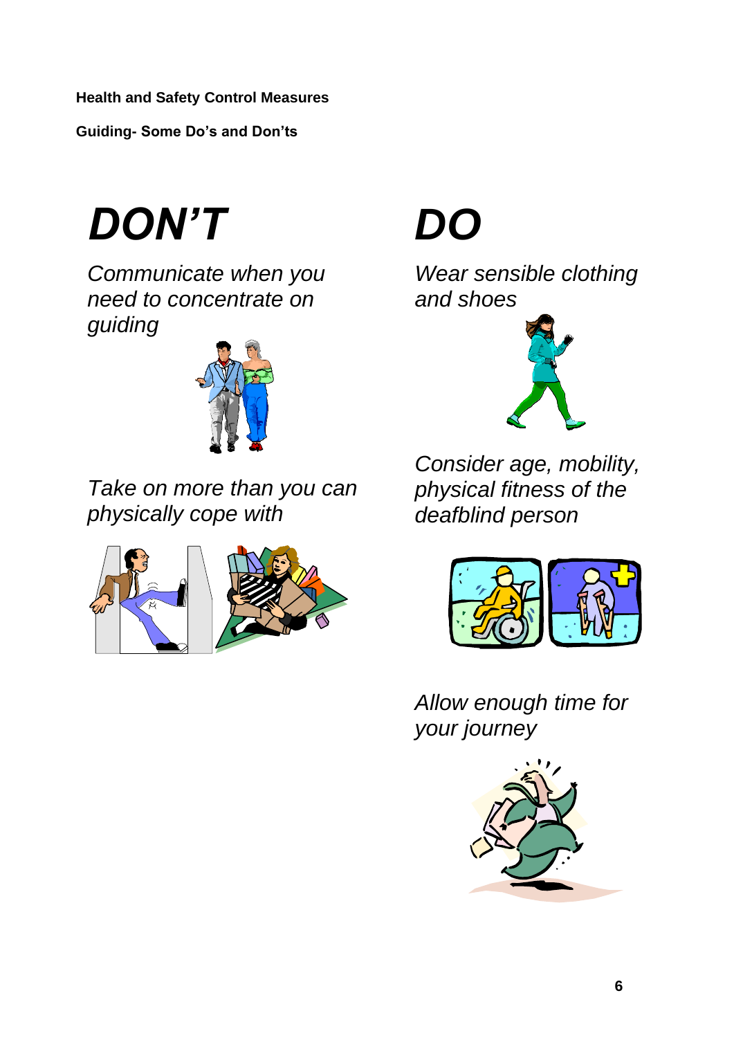**Health and Safety Control Measures**

**Guiding- Some Do's and Don'ts**

## *DON'T*

*Communicate when you need to concentrate on guiding*

*Take on more than you can physically cope with*

## *DO*

*Wear sensible clothing and shoes*

*Consider age, mobility, physical fitness of the deafblind person*

*Allow enough time for your journey*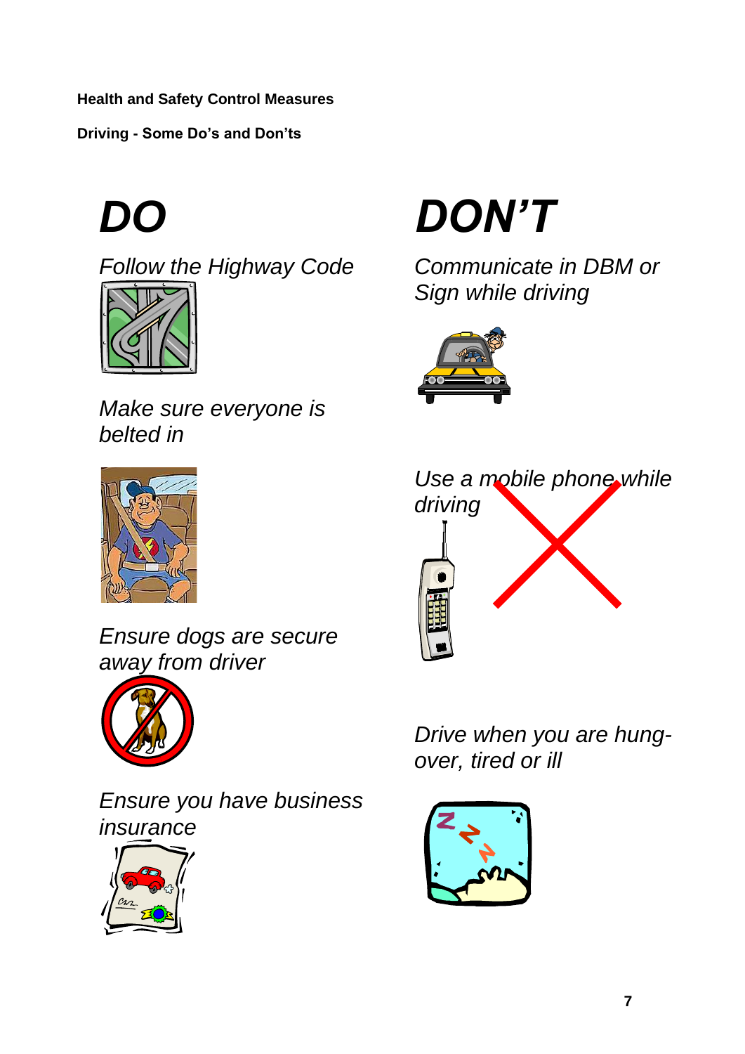**Health and Safety Control Measures**

**Driving - Some Do's and Don'ts**

# *DO*

*Follow the Highway Code*

*Make sure everyone is belted in*

*Ensure dogs are secure away from driver*

*Ensure you have business insurance*

# *DON'T*

*Communicate in DBM or Sign while driving*

*Use a mobile phone while driving*

*Drive when you are hung-over, tired or ill*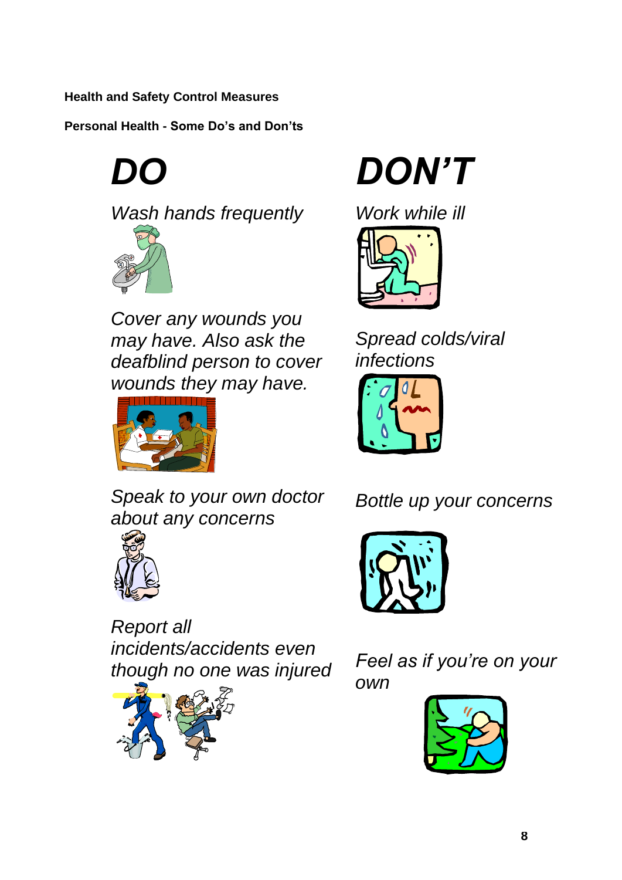**Health and Safety Control Measures**

**Personal Health - Some Do's and Don'ts**

# *DO*

*Wash hands frequently*

*Cover any wounds you may have. Also ask the deafblind person to cover wounds they may have.*

*Speak to your own doctor about any concerns*

*Report all incidents/accidents even though no one was injured*

# *DON'T*

*Work while ill*

*Spread colds/viral infections*

*Bottle up your concerns*

*Feel as if you're on your own*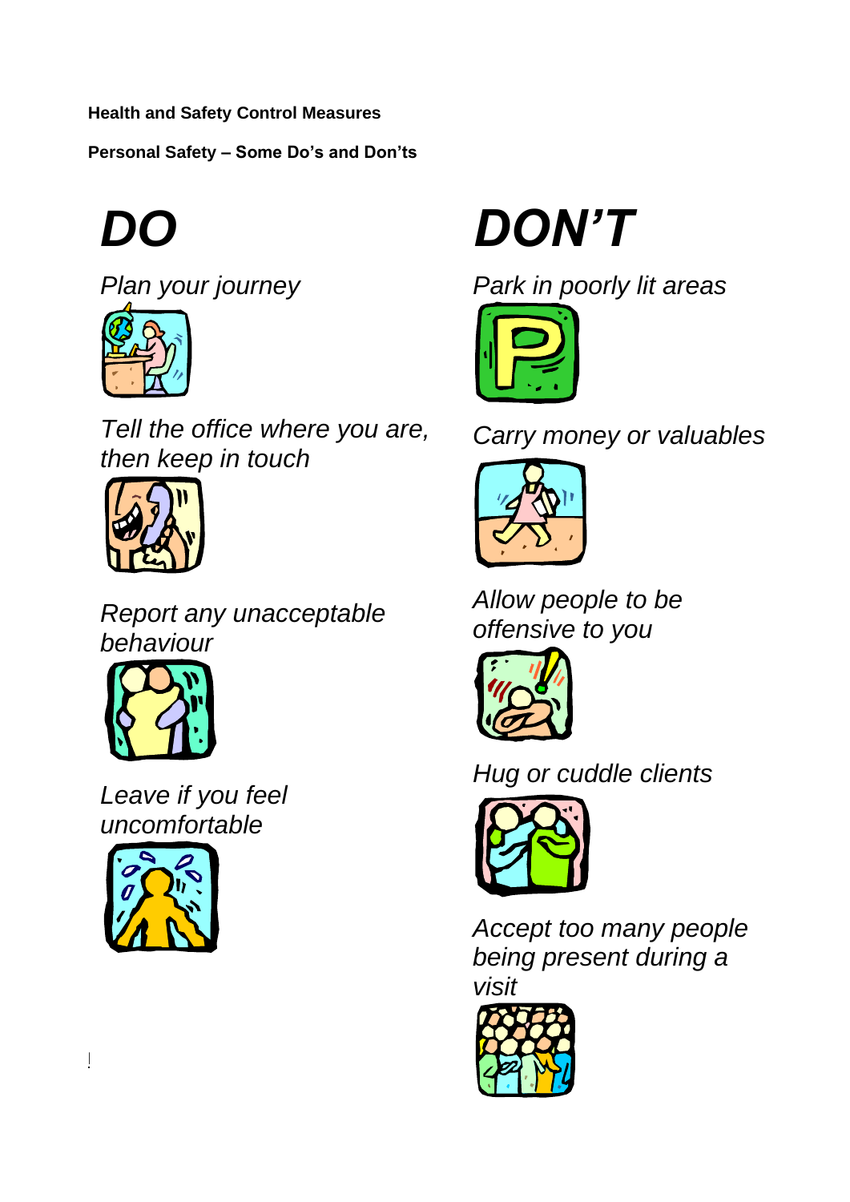**Health and Safety Control Measures**

**Personal Safety – Some Do's and Don'ts**

## *DO*

*Plan your journey*

*Tell the office where you are, then keep in touch*

*Report any unacceptable behaviour*

*Leave if you feel uncomfortable*

## *DON'T*

*Park in poorly lit areas*

*Carry money or valuables*

*Allow people to be offensive to you*

*Hug or cuddle clients*

*Accept too many people being present during a visit*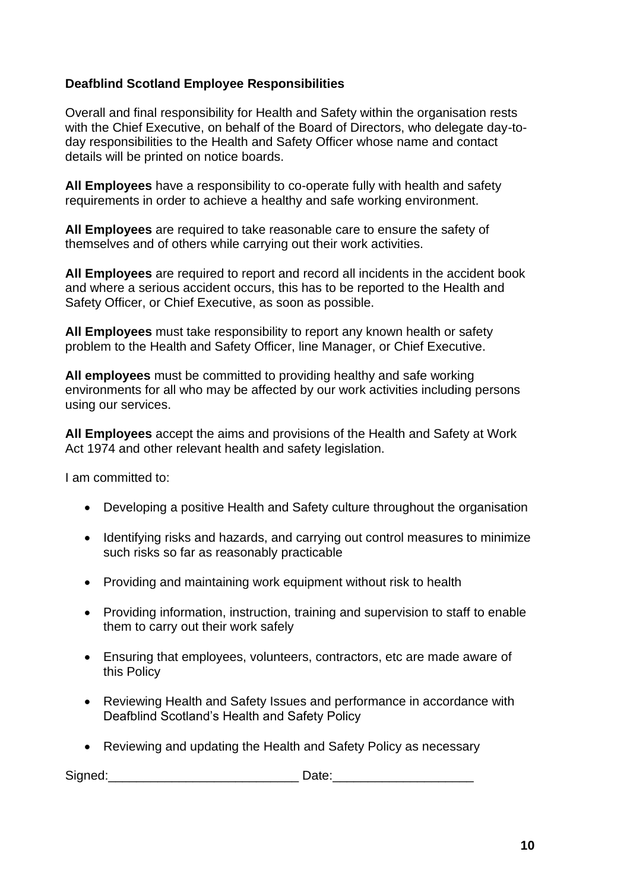**Deafblind Scotland Employee Responsibilities**

Overall and final responsibility for Health and Safety within the organisation rests with the Chief Executive, on behalf of the Board of Directors, who delegate day-to-day responsibilities to the Health and Safety Officer whose name and contact details will be printed on notice boards.

**All Employees** have a responsibility to co-operate fully with health and safety requirements in order to achieve a healthy and safe working environment.

**All Employees** are required to take reasonable care to ensure the safety of themselves and of others while carrying out their work activities.

**All Employees** are required to report and record all incidents in the accident book and where a serious accident occurs, this has to be reported to the Health and Safety Officer, or Chief Executive, as soon as possible.

**All Employees** must take responsibility to report any known health or safety problem to the Health and Safety Officer, line Manager, or Chief Executive.

**All employees** must be committed to providing healthy and safe working environments for all who may be affected by our work activities including persons using our services.

**All Employees** accept the aims and provisions of the Health and Safety at Work Act 1974 and other relevant health and safety legislation.

I am committed to:

- Developing a positive Health and Safety culture throughout the organisation
- Identifying risks and hazards, and carrying out control measures to minimize such risks so far as reasonably practicable
- Providing and maintaining work equipment without risk to health
- Providing information, instruction, training and supervision to staff to enable them to carry out their work safely
- Ensuring that employees, volunteers, contractors, etc are made aware of this Policy
- Reviewing Health and Safety Issues and performance in accordance with Deafblind Scotland's Health and Safety Policy
- Reviewing and updating the Health and Safety Policy as necessary

Signed:___________________________ Date:____________________